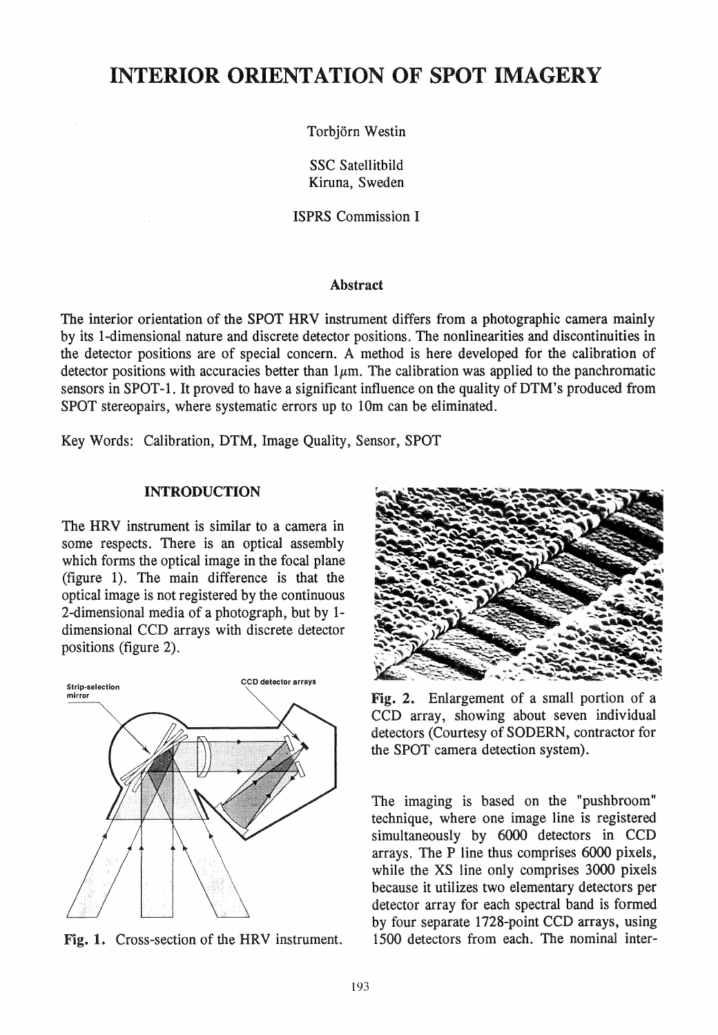# INTERIOR ORIENTATION OF SPOT IMAGERY

Torbjörn Westin

SSC Satellitbild
Kiruna, Sweden

ISPRS Commission I

## Abstract

The interior orientation of the SPOT HRV instrument differs from a photographic camera mainly by its 1-dimensional nature and discrete detector positions. The nonlinearities and discontinuities in the detector positions are of special concern. A method is here developed for the calibration of detector positions with accuracies better than $1\mu m$. The calibration was applied to the panchromatic sensors in SPOT-1. It proved to have a significant influence on the quality of DTM's produced from SPOT stereopairs, where systematic errors up to 10m can be eliminated.

Key Words: Calibration, DTM, Image Quality, Sensor, SPOT

## INTRODUCTION

The HRV instrument is similar to a camera in some respects. There is an optical assembly which forms the optical image in the focal plane (figure 1). The main difference is that the optical image is not registered by the continuous 2-dimensional media of a photograph, but by 1-dimensional CCD arrays with discrete detector positions (figure 2).

**Fig. 1.** Cross-section of the HRV instrument.

**Fig. 2.** Enlargement of a small portion of a CCD array, showing about seven individual detectors (Courtesy of SODERN, contractor for the SPOT camera detection system).

The imaging is based on the "pushbroom" technique, where one image line is registered simultaneously by 6000 detectors in CCD arrays. The P line thus comprises 6000 pixels, while the XS line only comprises 3000 pixels because it utilizes two elementary detectors per detector array for each spectral band is formed by four separate 1728-point CCD arrays, using 1500 detectors from each. The nominal inter-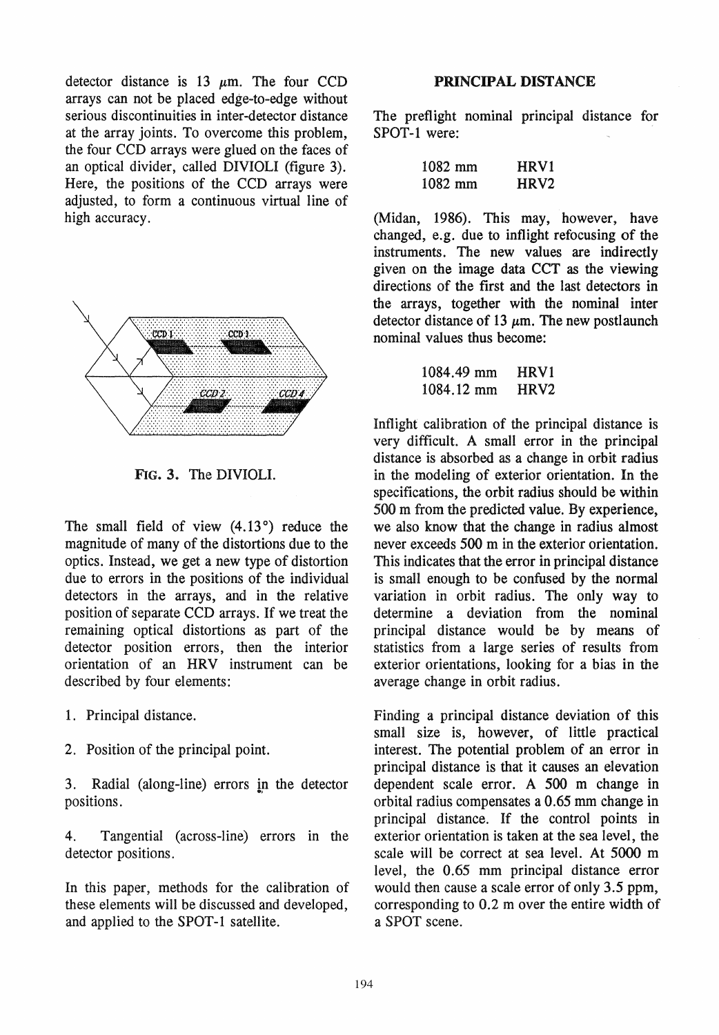detector distance is 13 $\mu$m. The four CCD arrays can not be placed edge-to-edge without serious discontinuities in inter-detector distance at the array joints. To overcome this problem, the four CCD arrays were glued on the faces of an optical divider, called DIVIOLI (figure 3). Here, the positions of the CCD arrays were adjusted, to form a continuous virtual line of high accuracy.

FIG. 3. The DIVIOLI.

The small field of view (4.13°) reduce the magnitude of many of the distortions due to the optics. Instead, we get a new type of distortion due to errors in the positions of the individual detectors in the arrays, and in the relative position of separate CCD arrays. If we treat the remaining optical distortions as part of the detector position errors, then the interior orientation of an HRV instrument can be described by four elements:

1. Principal distance.
2. Position of the principal point.
3. Radial (along-line) errors in the detector positions.
4. Tangential (across-line) errors in the detector positions.

In this paper, methods for the calibration of these elements will be discussed and developed, and applied to the SPOT-1 satellite.

## PRINCIPAL DISTANCE

The preflight nominal principal distance for SPOT-1 were:

| | |
|---|---|
| 1082 mm | HRV1 |
| 1082 mm | HRV2 |

(Midan, 1986). This may, however, have changed, e.g. due to inflight refocusing of the instruments. The new values are indirectly given on the image data CCT as the viewing directions of the first and the last detectors in the arrays, together with the nominal inter detector distance of 13 $\mu$m. The new postlaunch nominal values thus become:

| | |
|---|---|
| 1084.49 mm | HRV1 |
| 1084.12 mm | HRV2 |

Inflight calibration of the principal distance is very difficult. A small error in the principal distance is absorbed as a change in orbit radius in the modeling of exterior orientation. In the specifications, the orbit radius should be within 500 m from the predicted value. By experience, we also know that the change in radius almost never exceeds 500 m in the exterior orientation. This indicates that the error in principal distance is small enough to be confused by the normal variation in orbit radius. The only way to determine a deviation from the nominal principal distance would be by means of statistics from a large series of results from exterior orientations, looking for a bias in the average change in orbit radius.

Finding a principal distance deviation of this small size is, however, of little practical interest. The potential problem of an error in principal distance is that it causes an elevation dependent scale error. A 500 m change in orbital radius compensates a 0.65 mm change in principal distance. If the control points in exterior orientation is taken at the sea level, the scale will be correct at sea level. At 5000 m level, the 0.65 mm principal distance error would then cause a scale error of only 3.5 ppm, corresponding to 0.2 m over the entire width of a SPOT scene.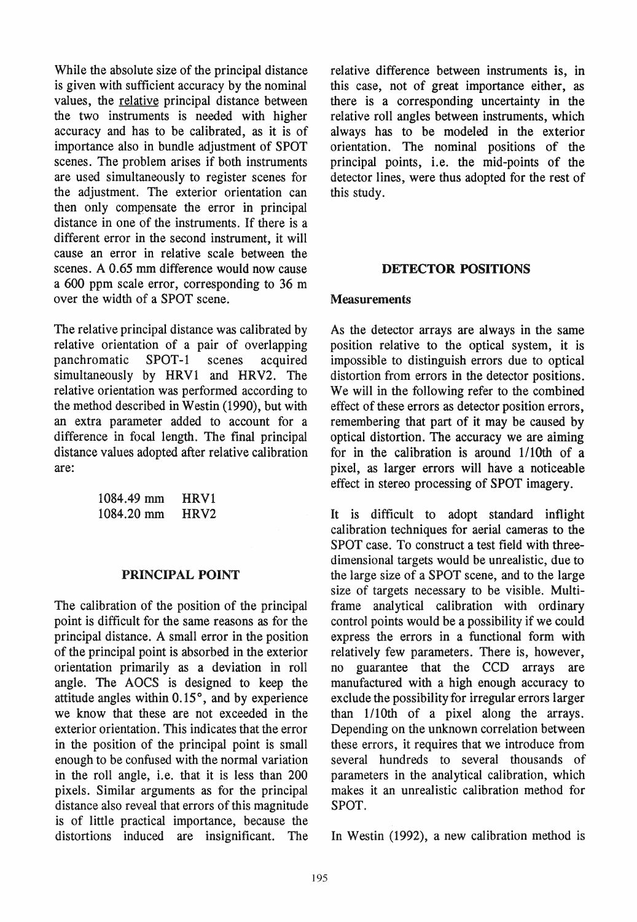While the absolute size of the principal distance is given with sufficient accuracy by the nominal values, the relative principal distance between the two instruments is needed with higher accuracy and has to be calibrated, as it is of importance also in bundle adjustment of SPOT scenes. The problem arises if both instruments are used simultaneously to register scenes for the adjustment. The exterior orientation can then only compensate the error in principal distance in one of the instruments. If there is a different error in the second instrument, it will cause an error in relative scale between the scenes. A 0.65 mm difference would now cause a 600 ppm scale error, corresponding to 36 m over the width of a SPOT scene.

The relative principal distance was calibrated by relative orientation of a pair of overlapping panchromatic SPOT-1 scenes acquired simultaneously by HRV1 and HRV2. The relative orientation was performed according to the method described in Westin (1990), but with an extra parameter added to account for a difference in focal length. The final principal distance values adopted after relative calibration are:

| | |
|---|---|
| 1084.49 mm | HRV1 |
| 1084.20 mm | HRV2 |

## PRINCIPAL POINT

The calibration of the position of the principal point is difficult for the same reasons as for the principal distance. A small error in the position of the principal point is absorbed in the exterior orientation primarily as a deviation in roll angle. The AOCS is designed to keep the attitude angles within 0.15°, and by experience we know that these are not exceeded in the exterior orientation. This indicates that the error in the position of the principal point is small enough to be confused with the normal variation in the roll angle, i.e. that it is less than 200 pixels. Similar arguments as for the principal distance also reveal that errors of this magnitude is of little practical importance, because the distortions induced are insignificant. The relative difference between instruments is, in this case, not of great importance either, as there is a corresponding uncertainty in the relative roll angles between instruments, which always has to be modeled in the exterior orientation. The nominal positions of the principal points, i.e. the mid-points of the detector lines, were thus adopted for the rest of this study.

## DETECTOR POSITIONS

### Measurements

As the detector arrays are always in the same position relative to the optical system, it is impossible to distinguish errors due to optical distortion from errors in the detector positions. We will in the following refer to the combined effect of these errors as detector position errors, remembering that part of it may be caused by optical distortion. The accuracy we are aiming for in the calibration is around 1/10th of a pixel, as larger errors will have a noticeable effect in stereo processing of SPOT imagery.

It is difficult to adopt standard inflight calibration techniques for aerial cameras to the SPOT case. To construct a test field with three-dimensional targets would be unrealistic, due to the large size of a SPOT scene, and to the large size of targets necessary to be visible. Multi-frame analytical calibration with ordinary control points would be a possibility if we could express the errors in a functional form with relatively few parameters. There is, however, no guarantee that the CCD arrays are manufactured with a high enough accuracy to exclude the possibility for irregular errors larger than 1/10th of a pixel along the arrays. Depending on the unknown correlation between these errors, it requires that we introduce from several hundreds to several thousands of parameters in the analytical calibration, which makes it an unrealistic calibration method for SPOT.

In Westin (1992), a new calibration method is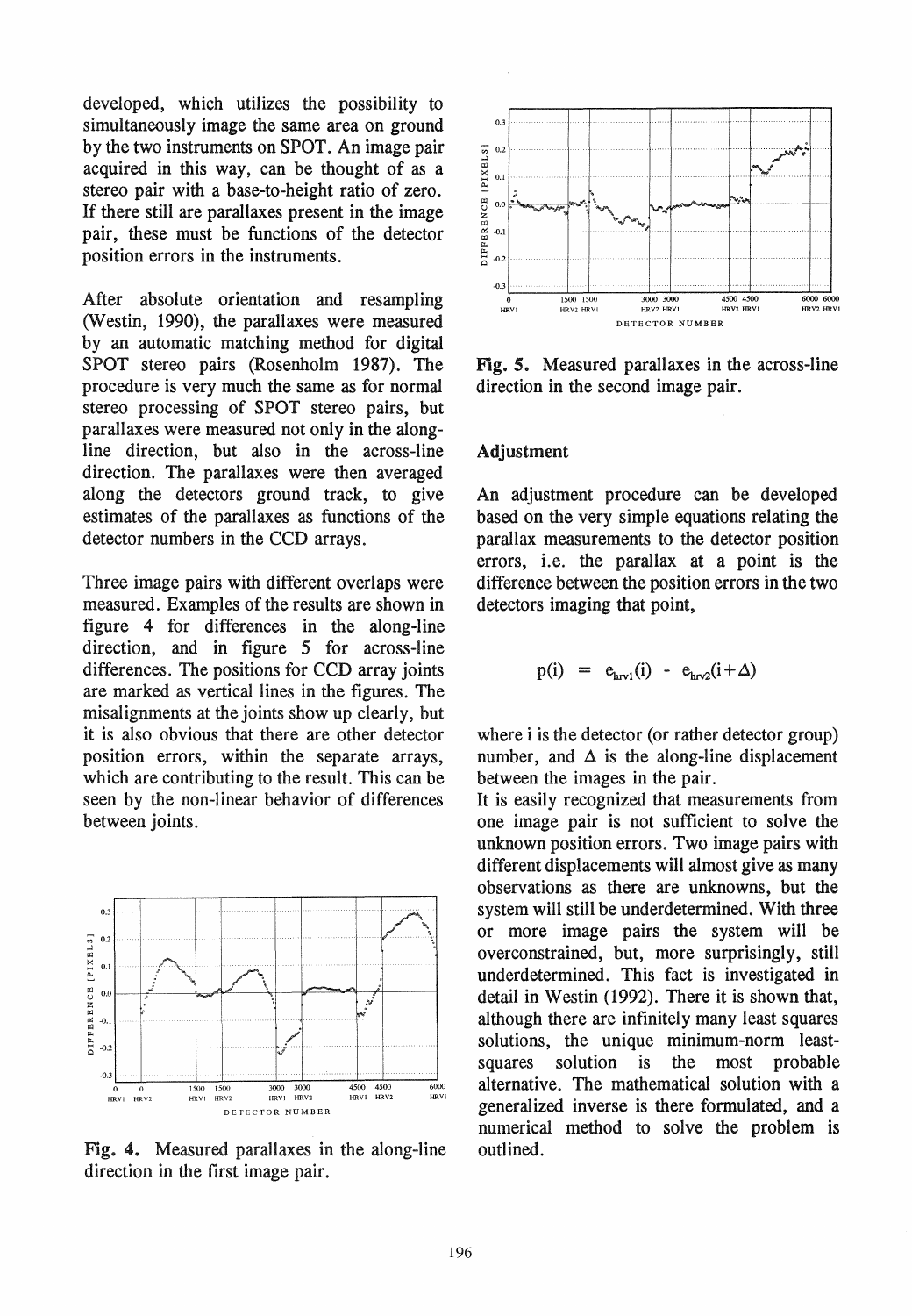developed, which utilizes the possibility to simultaneously image the same area on ground by the two instruments on SPOT. An image pair acquired in this way, can be thought of as a stereo pair with a base-to-height ratio of zero. If there still are parallaxes present in the image pair, these must be functions of the detector position errors in the instruments.

After absolute orientation and resampling (Westin, 1990), the parallaxes were measured by an automatic matching method for digital SPOT stereo pairs (Rosenholm 1987). The procedure is very much the same as for normal stereo processing of SPOT stereo pairs, but parallaxes were measured not only in the along-line direction, but also in the across-line direction. The parallaxes were then averaged along the detectors ground track, to give estimates of the parallaxes as functions of the detector numbers in the CCD arrays.

Three image pairs with different overlaps were measured. Examples of the results are shown in figure 4 for differences in the along-line direction, and in figure 5 for across-line differences. The positions for CCD array joints are marked as vertical lines in the figures. The misalignments at the joints show up clearly, but it is also obvious that there are other detector position errors, within the separate arrays, which are contributing to the result. This can be seen by the non-linear behavior of differences between joints.

**Fig. 4.** Measured parallaxes in the along-line direction in the first image pair.

**Fig. 5.** Measured parallaxes in the across-line direction in the second image pair.

### Adjustment

An adjustment procedure can be developed based on the very simple equations relating the parallax measurements to the detector position errors, i.e. the parallax at a point is the difference between the position errors in the two detectors imaging that point,

$$p(i) = e_{hrv1}(i) - e_{hrv2}(i+\Delta)$$

where i is the detector (or rather detector group) number, and $\Delta$ is the along-line displacement between the images in the pair.

It is easily recognized that measurements from one image pair is not sufficient to solve the unknown position errors. Two image pairs with different displacements will almost give as many observations as there are unknowns, but the system will still be underdetermined. With three or more image pairs the system will be overconstrained, but, more surprisingly, still underdetermined. This fact is investigated in detail in Westin (1992). There it is shown that, although there are infinitely many least squares solutions, the unique minimum-norm least-squares solution is the most probable alternative. The mathematical solution with a generalized inverse is there formulated, and a numerical method to solve the problem is outlined.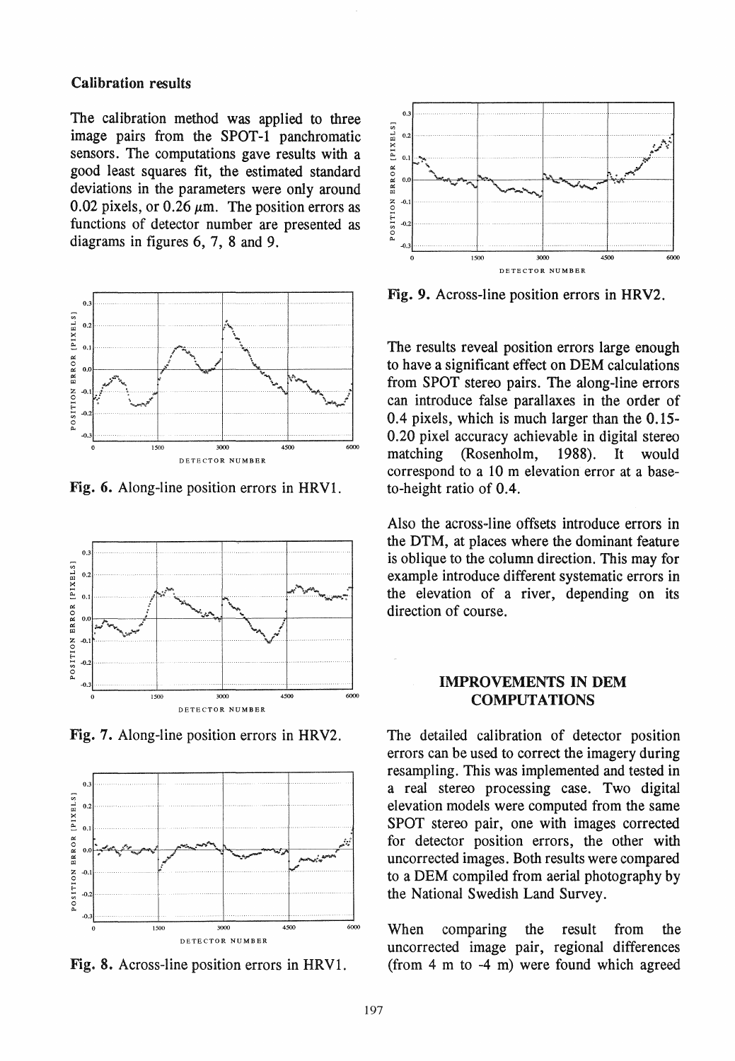### Calibration results

The calibration method was applied to three image pairs from the SPOT-1 panchromatic sensors. The computations gave results with a good least squares fit, the estimated standard deviations in the parameters were only around 0.02 pixels, or 0.26 $\mu$m. The position errors as functions of detector number are presented as diagrams in figures 6, 7, 8 and 9.

**Fig. 6.** Along-line position errors in HRV1.

**Fig. 7.** Along-line position errors in HRV2.

**Fig. 8.** Across-line position errors in HRV1.

**Fig. 9.** Across-line position errors in HRV2.

The results reveal position errors large enough to have a significant effect on DEM calculations from SPOT stereo pairs. The along-line errors can introduce false parallaxes in the order of 0.4 pixels, which is much larger than the 0.15-0.20 pixel accuracy achievable in digital stereo matching (Rosenholm, 1988). It would correspond to a 10 m elevation error at a base-to-height ratio of 0.4.

Also the across-line offsets introduce errors in the DTM, at places where the dominant feature is oblique to the column direction. This may for example introduce different systematic errors in the elevation of a river, depending on its direction of course.

## IMPROVEMENTS IN DEM COMPUTATIONS

The detailed calibration of detector position errors can be used to correct the imagery during resampling. This was implemented and tested in a real stereo processing case. Two digital elevation models were computed from the same SPOT stereo pair, one with images corrected for detector position errors, the other with uncorrected images. Both results were compared to a DEM compiled from aerial photography by the National Swedish Land Survey.

When comparing the result from the uncorrected image pair, regional differences (from 4 m to -4 m) were found which agreed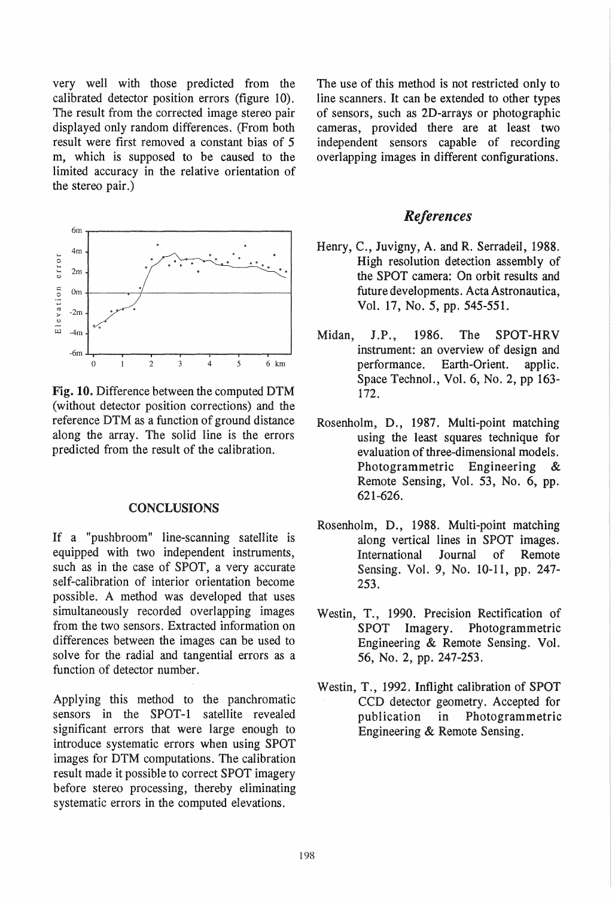very well with those predicted from the calibrated detector position errors (figure 10). The result from the corrected image stereo pair displayed only random differences. (From both result were first removed a constant bias of 5 m, which is supposed to be caused to the limited accuracy in the relative orientation of the stereo pair.)

6m
4m
2m
0m
-2m
-4m
-6m
Elevation error
0 1 2 3 4 5 6 km

**Fig. 10.** Difference between the computed DTM (without detector position corrections) and the reference DTM as a function of ground distance along the array. The solid line is the errors predicted from the result of the calibration.

## CONCLUSIONS

If a "pushbroom" line-scanning satellite is equipped with two independent instruments, such as in the case of SPOT, a very accurate self-calibration of interior orientation become possible. A method was developed that uses simultaneously recorded overlapping images from the two sensors. Extracted information on differences between the images can be used to solve for the radial and tangential errors as a function of detector number.

Applying this method to the panchromatic sensors in the SPOT-1 satellite revealed significant errors that were large enough to introduce systematic errors when using SPOT images for DTM computations. The calibration result made it possible to correct SPOT imagery before stereo processing, thereby eliminating systematic errors in the computed elevations.

The use of this method is not restricted only to line scanners. It can be extended to other types of sensors, such as 2D-arrays or photographic cameras, provided there are at least two independent sensors capable of recording overlapping images in different configurations.

## *References*

Henry, C., Juvigny, A. and R. Serradeil, 1988. High resolution detection assembly of the SPOT camera: On orbit results and future developments. Acta Astronautica, Vol. 17, No. 5, pp. 545-551.

Midan, J.P., 1986. The SPOT-HRV instrument: an overview of design and performance. Earth-Orient. applic. Space Technol., Vol. 6, No. 2, pp 163-172.

Rosenholm, D., 1987. Multi-point matching using the least squares technique for evaluation of three-dimensional models. Photogrammetric Engineering & Remote Sensing, Vol. 53, No. 6, pp. 621-626.

Rosenholm, D., 1988. Multi-point matching along vertical lines in SPOT images. International Journal of Remote Sensing. Vol. 9, No. 10-11, pp. 247-253.

Westin, T., 1990. Precision Rectification of SPOT Imagery. Photogrammetric Engineering & Remote Sensing. Vol. 56, No. 2, pp. 247-253.

Westin, T., 1992. Inflight calibration of SPOT CCD detector geometry. Accepted for publication in Photogrammetric Engineering & Remote Sensing.